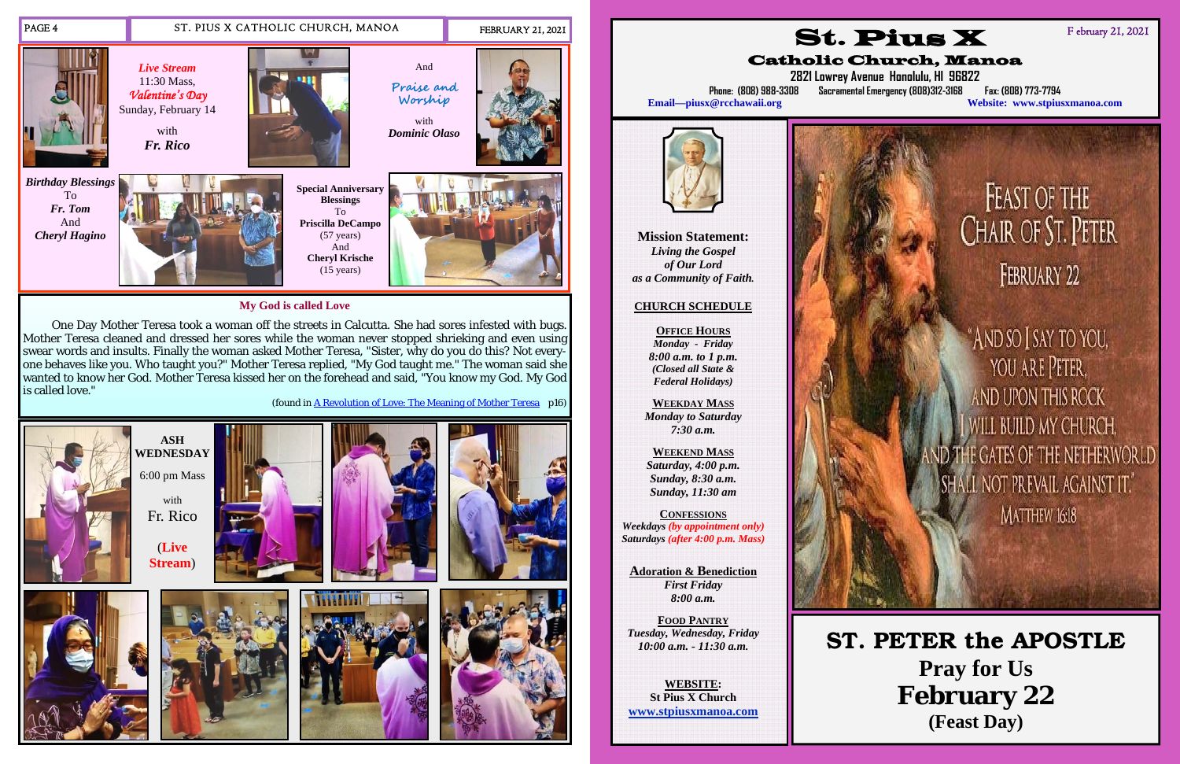**Live Stream**
11:30 Mass,
*Valentine's Day*
Sunday, February 14

with
***Fr. Rico***

And

*Praise and Worship*

with
***Dominic Olaso***

***Birthday Blessings***
To
***Fr. Tom***
And
***Cheryl Hagino***

**Special Anniversary Blessings**
To
**Priscilla DeCampo**
(57 years)
And
**Cheryl Krische**
(15 years)

## My God is called Love

One Day Mother Teresa took a woman off the streets in Calcutta. She had sores infested with bugs. Mother Teresa cleaned and dressed her sores while the woman never stopped shrieking and even using swear words and insults. Finally the woman asked Mother Teresa, "Sister, why do you do this? Not everyone behaves like you. Who taught you?" Mother Teresa replied, "My God taught me." The woman said she wanted to know her God. Mother Teresa kissed her on the forehead and said, "You know my God. My God is called love."

(found in A Revolution of Love: The Meaning of Mother Teresa p16)

**ASH WEDNESDAY**

6:00 pm Mass

with
Fr. Rico

(**Live Stream**)

# St. Pius X

## Catholic Church, Manoa

**2821 Lowrey Avenue Honolulu, HI 96822**

Phone: (808) 988-3308 Sacramental Emergency (808)312-3168 Fax: (808) 773-7794

Email—piusx@rcchawaii.org Website: www.stpiusxmanoa.com

February 21, 2021

**Mission Statement:**
*Living the Gospel of Our Lord as a Community of Faith.*

### CHURCH SCHEDULE

**OFFICE HOURS**
*Monday - Friday*
*8:00 a.m. to 1 p.m.*
*(Closed all State & Federal Holidays)*

**WEEKDAY MASS**
*Monday to Saturday*
*7:30 a.m.*

**WEEKEND MASS**
*Saturday, 4:00 p.m.*
*Sunday, 8:30 a.m.*
*Sunday, 11:30 am*

**CONFESSIONS**
*Weekdays (by appointment only)*
*Saturdays (after 4:00 p.m. Mass)*

**Adoration & Benediction**
*First Friday*
*8:00 a.m.*

**FOOD PANTRY**
*Tuesday, Wednesday, Friday*
*10:00 a.m. - 11:30 a.m.*

**WEBSITE:**
St Pius X Church
www.stpiusxmanoa.com

FEAST OF THE CHAIR OF ST. PETER
FEBRUARY 22

"AND SO I SAY TO YOU, YOU ARE PETER, AND UPON THIS ROCK I WILL BUILD MY CHURCH, AND THE GATES OF THE NETHERWORLD SHALL NOT PREVAIL AGAINST IT."
MATTHEW 16:18

# ST. PETER the APOSTLE
## Pray for Us
# February 22
### (Feast Day)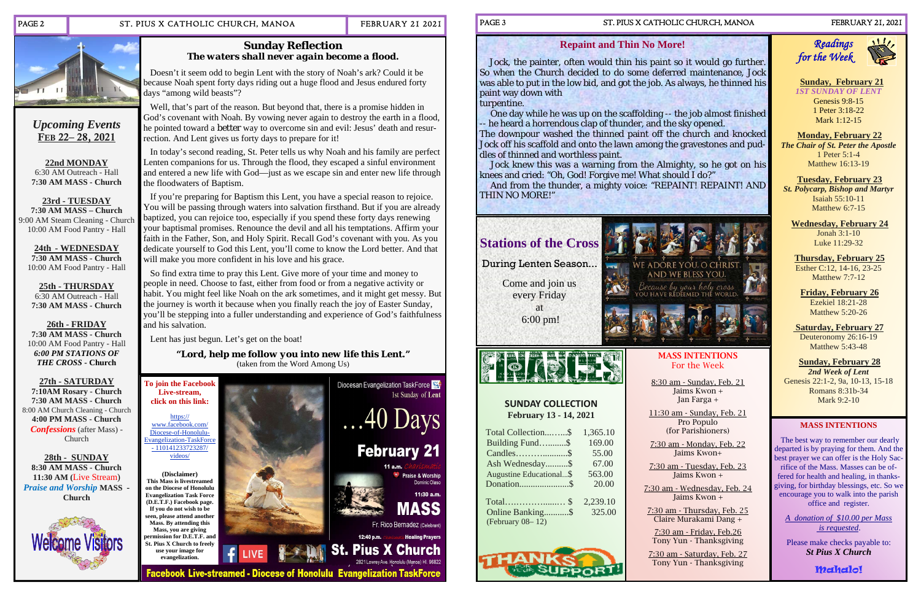## Upcoming Events
**FEB 22– 28, 2021**

**22nd MONDAY**
6:30 AM Outreach - Hall
**7:30 AM MASS - Church**

**23rd - TUESDAY**
**7:30 AM MASS – Church**
9:00 AM Steam Cleaning - Church
10:00 AM Food Pantry - Hall

**24th - WEDNESDAY**
**7:30 AM MASS - Church**
10:00 AM Food Pantry - Hall

**25th - THURSDAY**
6:30 AM Outreach - Hall
**7:30 AM MASS - Church**

**26th - FRIDAY**
**7:30 AM MASS - Church**
10:00 AM Food Pantry - Hall
***6:00 PM STATIONS OF THE CROSS* - Church**

**27th - SATURDAY**
**7:10AM Rosary - Church**
**7:30 AM MASS - Church**
8:00 AM Church Cleaning - Church
**4:00 PM MASS - Church**
***Confessions*** (after Mass) - Church

**28th - SUNDAY**
**8:30 AM MASS - Church**
**11:30 AM** (Live Stream)
***Praise and Worship* MASS - Church**

Welcome Visitors

## Sunday Reflection
### The waters shall never again become a flood.

Doesn't it seem odd to begin Lent with the story of Noah's ark? Could it be because Noah spent forty days riding out a huge flood and Jesus endured forty days "among wild beasts"?

Well, that's part of the reason. But beyond that, there is a promise hidden in God's covenant with Noah. By vowing never again to destroy the earth in a flood, he pointed toward a better way to overcome sin and evil: Jesus' death and resurrection. And Lent gives us forty days to prepare for it!

In today's second reading, St. Peter tells us why Noah and his family are perfect Lenten companions for us. Through the flood, they escaped a sinful environment and entered a new life with God—just as we escape sin and enter new life through the floodwaters of Baptism.

If you're preparing for Baptism this Lent, you have a special reason to rejoice. You will be passing through waters into salvation firsthand. But if you are already baptized, you can rejoice too, especially if you spend these forty days renewing your baptismal promises. Renounce the devil and all his temptations. Affirm your faith in the Father, Son, and Holy Spirit. Recall God's covenant with you. As you dedicate yourself to God this Lent, you'll come to know the Lord better. And that will make you more confident in his love and his grace.

So find extra time to pray this Lent. Give more of your time and money to people in need. Choose to fast, either from food or from a negative activity or habit. You might feel like Noah on the ark sometimes, and it might get messy. But the journey is worth it because when you finally reach the joy of Easter Sunday, you'll be stepping into a fuller understanding and experience of God's faithfulness and his salvation.

Lent has just begun. Let's get on the boat!

***"Lord, help me follow you into new life this Lent."***
(taken from the Word Among Us)

**To join the Facebook Live-stream, click on this link:**

https://www.facebook.com/Diocese-of-Honolulu-Evangelization-TaskForce-110141233723287/videos/

**(Disclaimer)**
**This Mass is livestreamed on the Diocese of Honolulu Evangelization Task Force (D.E.T.F.) Facebook page. If you do not wish to be seen, please attend another Mass. By attending this Mass, you are giving permission for D.E.T.F. and St. Pius X Church to freely use your image for evangelization.**

Diocesan Evangelization TaskForce
1st Sunday of Lent
...40 Days
February 21
11 a.m. Charismatic Praise & Worship Dominic Olaso
11:30 a.m. MASS
Fr. Rico Bernadez (Celebrant)
12:40 p.m. Charismatic Healing Prayers
LIVE
St. Pius X Church
2821 Lowrey Ave. Honolulu (Manoa) HI 96822
Facebook Live-streamed - Diocese of Honolulu Evangelization TaskForce

## Repaint and Thin No More!

Jock, the painter, often would thin his paint so it would go further. So when the Church decided to do some deferred maintenance, Jock was able to put in the low bid, and got the job. As always, he thinned his paint way down with turpentine.

One day while he was up on the scaffolding -- the job almost finished -- he heard a horrendous clap of thunder, and the sky opened. The downpour washed the thinned paint off the church and knocked Jock off his scaffold and onto the lawn among the gravestones and puddles of thinned and worthless paint.

Jock knew this was a warning from the Almighty, so he got on his knees and cried: "Oh, God! Forgive me! What should I do?"

And from the thunder, a mighty voice: "REPAINT! REPAINT! AND THIN NO MORE!"

## Stations of the Cross
**During Lenten Season...**

Come and join us every Friday at 6:00 pm!

WE ADORE YOU, O CHRIST, AND WE BLESS YOU. Because by your holy cross you have redeemed the world.

## FINANCES

**SUNDAY COLLECTION**
**February 13 - 14, 2021**

| | |
|---|---|
| Total Collection.........$ | 1,365.10 |
| Building Fund...........$ | 169.00 |
| Candles..................$ | 55.00 |
| Ash Wednesday..........$ | 67.00 |
| Augustine Educational...$ | 563.00 |
| Donation......................$ | 20.00 |
| Total.....................$ | 2,239.10 |
| Online Banking...........$ | 325.00 |
| (February 08– 12) | |

THANKS FOR YOUR SUPPORT!

## MASS INTENTIONS
For the Week

8:30 am - Sunday, Feb. 21
Jaims Kwon +
Jan Farga +

11:30 am - Sunday, Feb. 21
Pro Populo
(for Parishioners)

7:30 am - Monday, Feb. 22
Jaims Kwon+

7:30 am - Tuesday, Feb. 23
Jaims Kwon +

7:30 am - Wednesday, Feb. 24
Jaims Kwon +

7:30 am - Thursday, Feb. 25
Claire Murakami Dang +

7:30 am - Friday, Feb.26
Tony Yun - Thanksgiving

7:30 am - Saturday, Feb. 27
Tony Yun - Thanksgiving

## Readings for the Week

**Sunday, February 21**
*1ST SUNDAY OF LENT*
Genesis 9:8-15
1 Peter 3:18-22
Mark 1:12-15

**Monday, February 22**
*The Chair of St. Peter the Apostle*
1 Peter 5:1-4
Matthew 16:13-19

**Tuesday, February 23**
*St. Polycarp, Bishop and Martyr*
Isaiah 55:10-11
Matthew 6:7-15

**Wednesday, February 24**
Jonah 3:1-10
Luke 11:29-32

**Thursday, February 25**
Esther C:12, 14-16, 23-25
Matthew 7:7-12

**Friday, February 26**
Ezekiel 18:21-28
Matthew 5:20-26

**Saturday, February 27**
Deuteronomy 26:16-19
Matthew 5:43-48

**Sunday, February 28**
*2nd Week of Lent*
Genesis 22:1-2, 9a, 10-13, 15-18
Romans 8:31b-34
Mark 9:2-10

## MASS INTENTIONS

The best way to remember our dearly departed is by praying for them. And the best prayer we can offer is the Holy Sacrifice of the Mass. Masses can be offered for health and healing, in thanksgiving, for birthday blessings, etc. So we encourage you to walk into the parish office and register.

*A donation of $10.00 per Mass is requested.*

Please make checks payable to:
***St Pius X Church***

**Mahalo!**